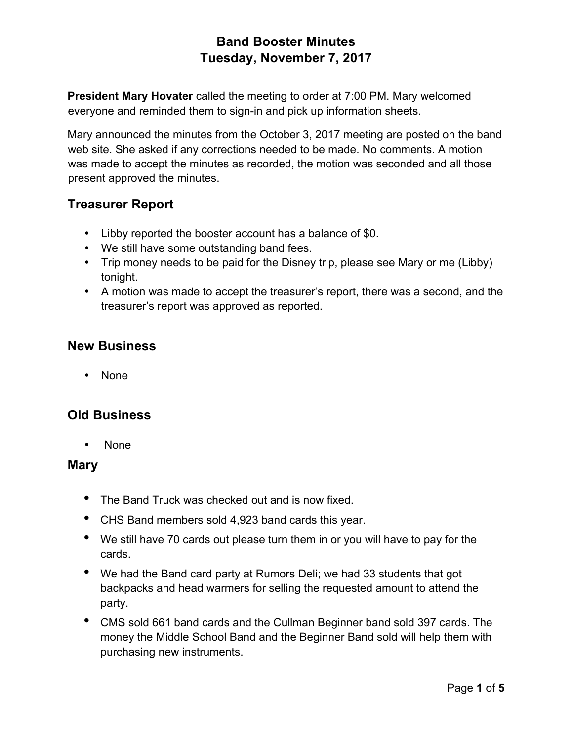# Band Booster Minutes
# Tuesday, November 7, 2017

**President Mary Hovater** called the meeting to order at 7:00 PM. Mary welcomed everyone and reminded them to sign-in and pick up information sheets.

Mary announced the minutes from the October 3, 2017 meeting are posted on the band web site. She asked if any corrections needed to be made. No comments. A motion was made to accept the minutes as recorded, the motion was seconded and all those present approved the minutes.

## Treasurer Report

- Libby reported the booster account has a balance of $0.
- We still have some outstanding band fees.
- Trip money needs to be paid for the Disney trip, please see Mary or me (Libby) tonight.
- A motion was made to accept the treasurer's report, there was a second, and the treasurer's report was approved as reported.

## New Business

- None

## Old Business

- None

## Mary

- The Band Truck was checked out and is now fixed.
- CHS Band members sold 4,923 band cards this year.
- We still have 70 cards out please turn them in or you will have to pay for the cards.
- We had the Band card party at Rumors Deli; we had 33 students that got backpacks and head warmers for selling the requested amount to attend the party.
- CMS sold 661 band cards and the Cullman Beginner band sold 397 cards. The money the Middle School Band and the Beginner Band sold will help them with purchasing new instruments.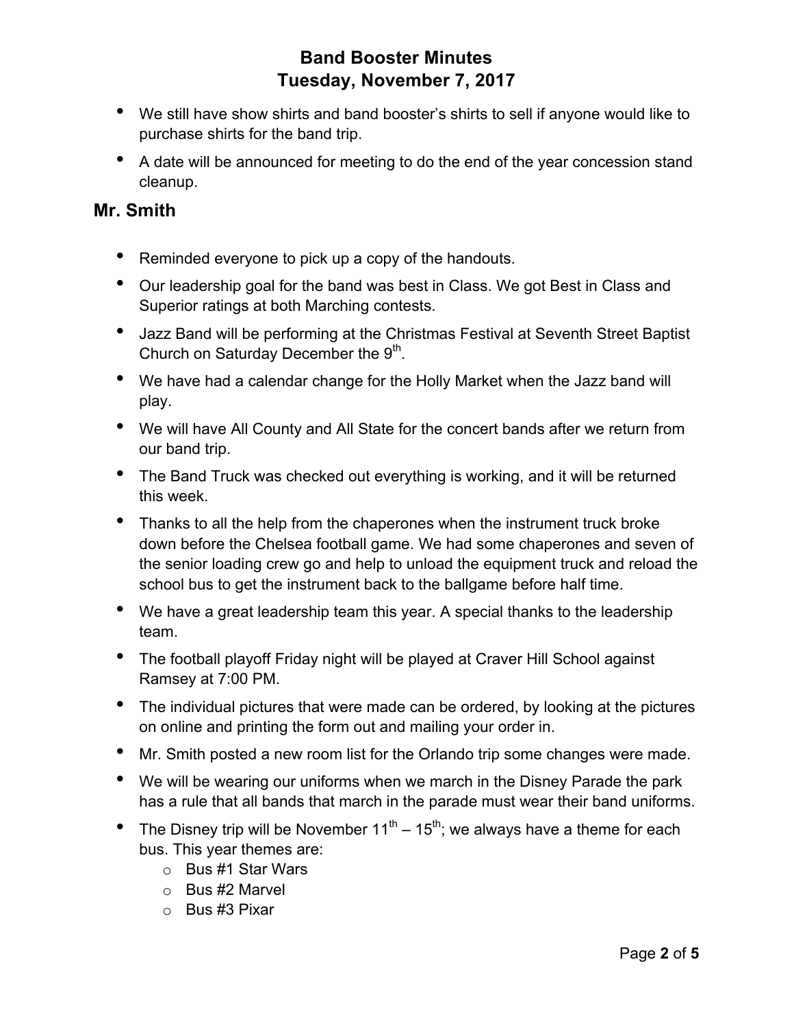- We still have show shirts and band booster's shirts to sell if anyone would like to purchase shirts for the band trip.
- A date will be announced for meeting to do the end of the year concession stand cleanup.

## Mr. Smith

- Reminded everyone to pick up a copy of the handouts.
- Our leadership goal for the band was best in Class. We got Best in Class and Superior ratings at both Marching contests.
- Jazz Band will be performing at the Christmas Festival at Seventh Street Baptist Church on Saturday December the 9th.
- We have had a calendar change for the Holly Market when the Jazz band will play.
- We will have All County and All State for the concert bands after we return from our band trip.
- The Band Truck was checked out everything is working, and it will be returned this week.
- Thanks to all the help from the chaperones when the instrument truck broke down before the Chelsea football game. We had some chaperones and seven of the senior loading crew go and help to unload the equipment truck and reload the school bus to get the instrument back to the ballgame before half time.
- We have a great leadership team this year. A special thanks to the leadership team.
- The football playoff Friday night will be played at Craver Hill School against Ramsey at 7:00 PM.
- The individual pictures that were made can be ordered, by looking at the pictures on online and printing the form out and mailing your order in.
- Mr. Smith posted a new room list for the Orlando trip some changes were made.
- We will be wearing our uniforms when we march in the Disney Parade the park has a rule that all bands that march in the parade must wear their band uniforms.
- The Disney trip will be November 11th – 15th; we always have a theme for each bus. This year themes are:
  - Bus #1 Star Wars
  - Bus #2 Marvel
  - Bus #3 Pixar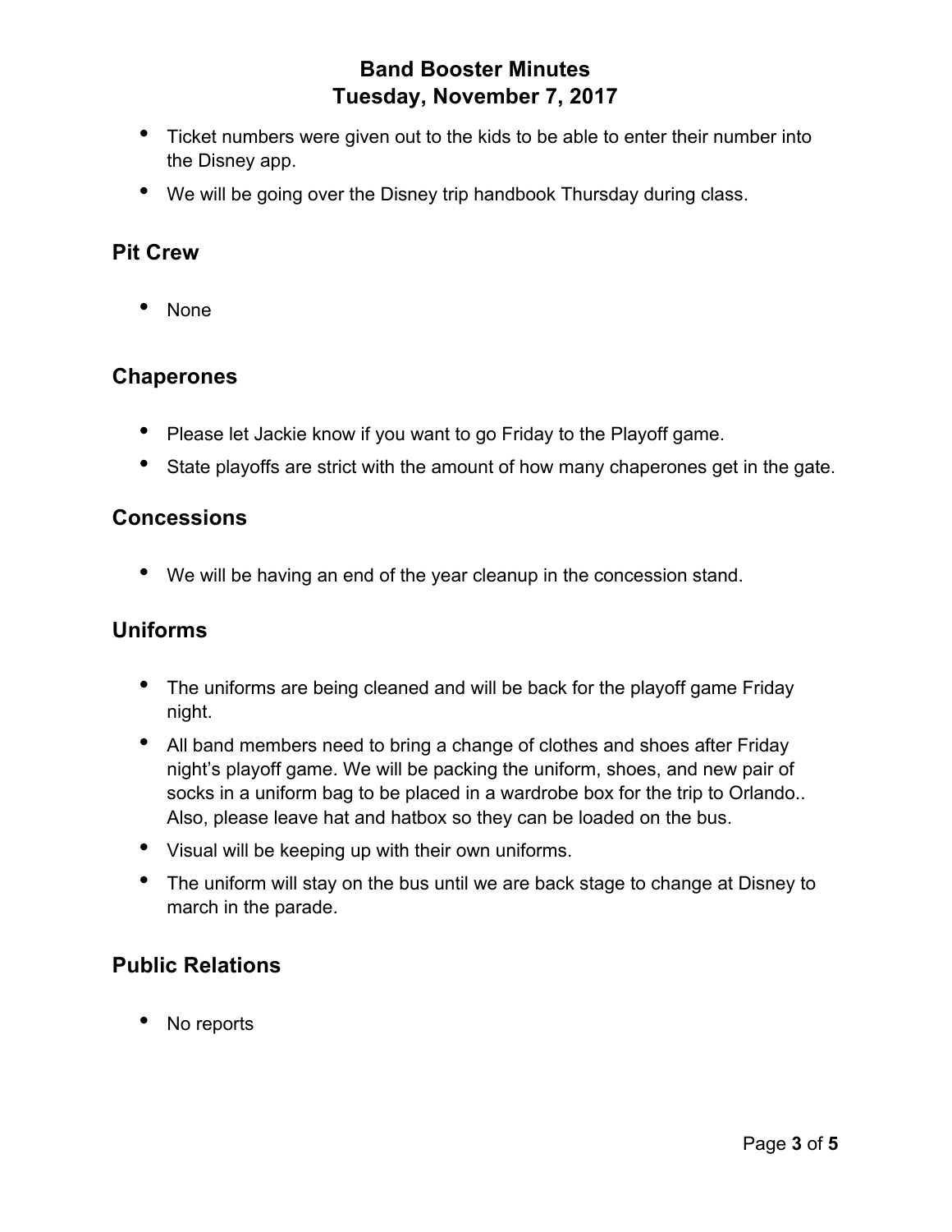- Ticket numbers were given out to the kids to be able to enter their number into the Disney app.
- We will be going over the Disney trip handbook Thursday during class.

## Pit Crew

- None

## Chaperones

- Please let Jackie know if you want to go Friday to the Playoff game.
- State playoffs are strict with the amount of how many chaperones get in the gate.

## Concessions

- We will be having an end of the year cleanup in the concession stand.

## Uniforms

- The uniforms are being cleaned and will be back for the playoff game Friday night.
- All band members need to bring a change of clothes and shoes after Friday night's playoff game. We will be packing the uniform, shoes, and new pair of socks in a uniform bag to be placed in a wardrobe box for the trip to Orlando.. Also, please leave hat and hatbox so they can be loaded on the bus.
- Visual will be keeping up with their own uniforms.
- The uniform will stay on the bus until we are back stage to change at Disney to march in the parade.

## Public Relations

- No reports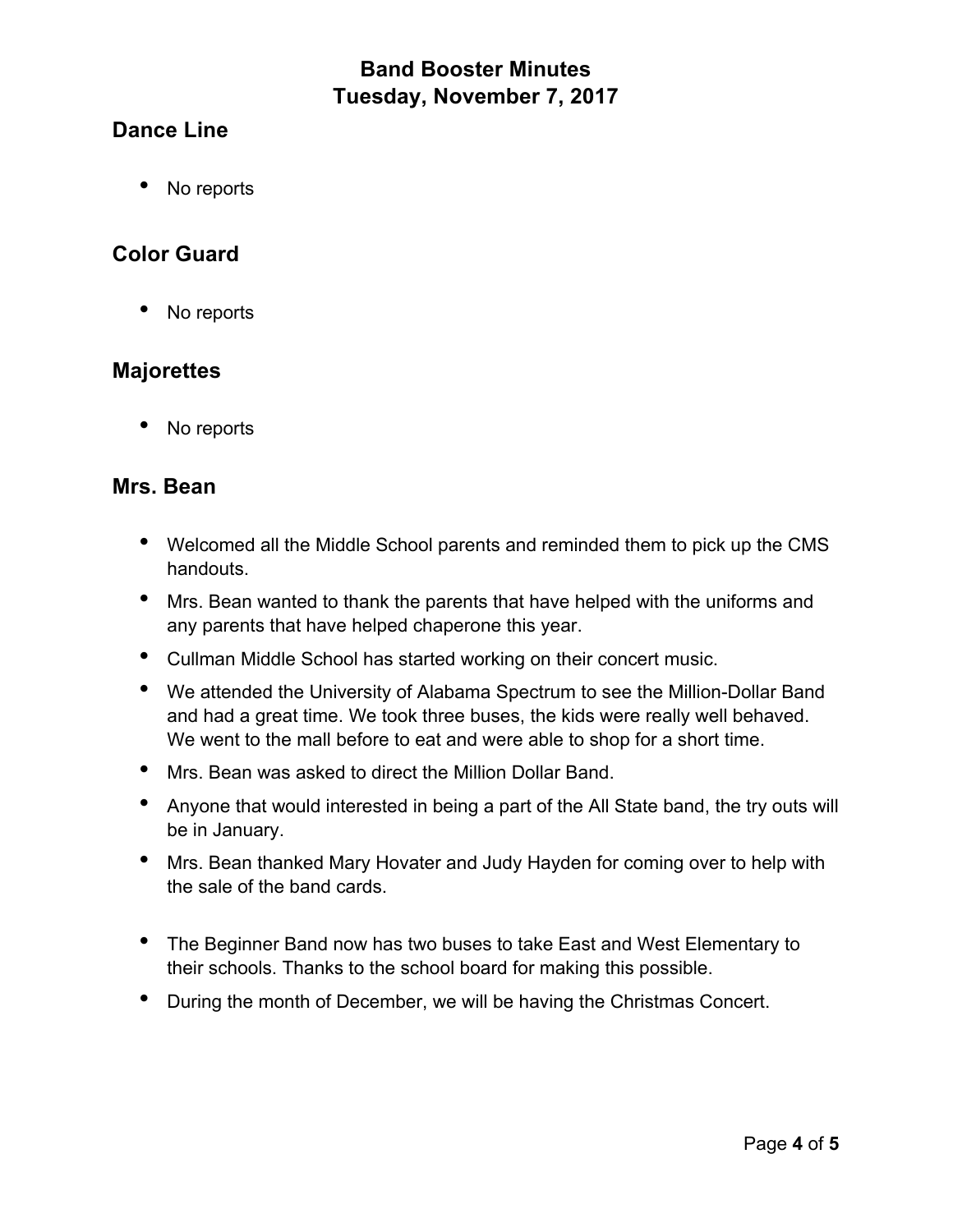# Band Booster Minutes
# Tuesday, November 7, 2017

## Dance Line

- No reports

## Color Guard

- No reports

## Majorettes

- No reports

## Mrs. Bean

- Welcomed all the Middle School parents and reminded them to pick up the CMS handouts.
- Mrs. Bean wanted to thank the parents that have helped with the uniforms and any parents that have helped chaperone this year.
- Cullman Middle School has started working on their concert music.
- We attended the University of Alabama Spectrum to see the Million-Dollar Band and had a great time. We took three buses, the kids were really well behaved. We went to the mall before to eat and were able to shop for a short time.
- Mrs. Bean was asked to direct the Million Dollar Band.
- Anyone that would interested in being a part of the All State band, the try outs will be in January.
- Mrs. Bean thanked Mary Hovater and Judy Hayden for coming over to help with the sale of the band cards.
- The Beginner Band now has two buses to take East and West Elementary to their schools. Thanks to the school board for making this possible.
- During the month of December, we will be having the Christmas Concert.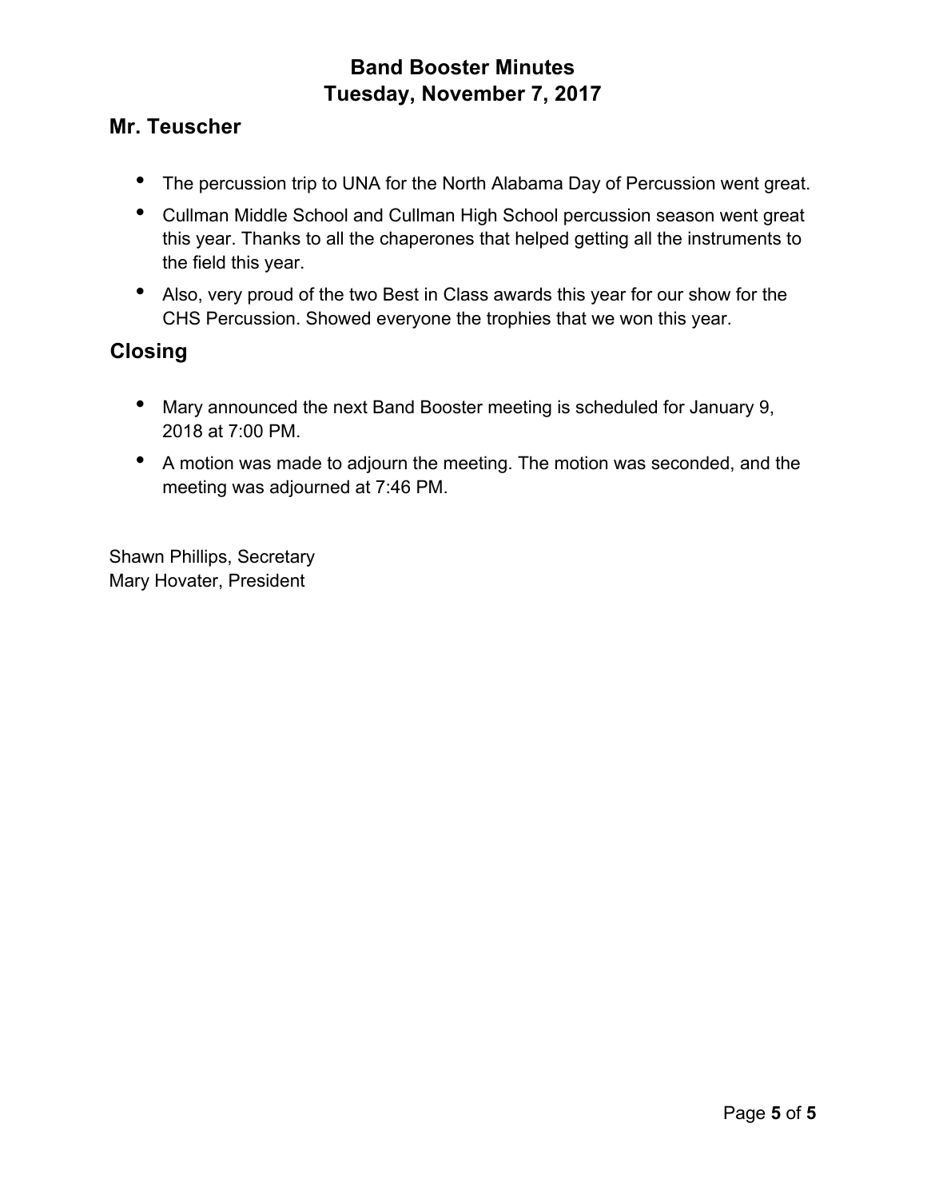# Band Booster Minutes
# Tuesday, November 7, 2017

## Mr. Teuscher

- The percussion trip to UNA for the North Alabama Day of Percussion went great.
- Cullman Middle School and Cullman High School percussion season went great this year. Thanks to all the chaperones that helped getting all the instruments to the field this year.
- Also, very proud of the two Best in Class awards this year for our show for the CHS Percussion. Showed everyone the trophies that we won this year.

## Closing

- Mary announced the next Band Booster meeting is scheduled for January 9, 2018 at 7:00 PM.
- A motion was made to adjourn the meeting. The motion was seconded, and the meeting was adjourned at 7:46 PM.

Shawn Phillips, Secretary
Mary Hovater, President